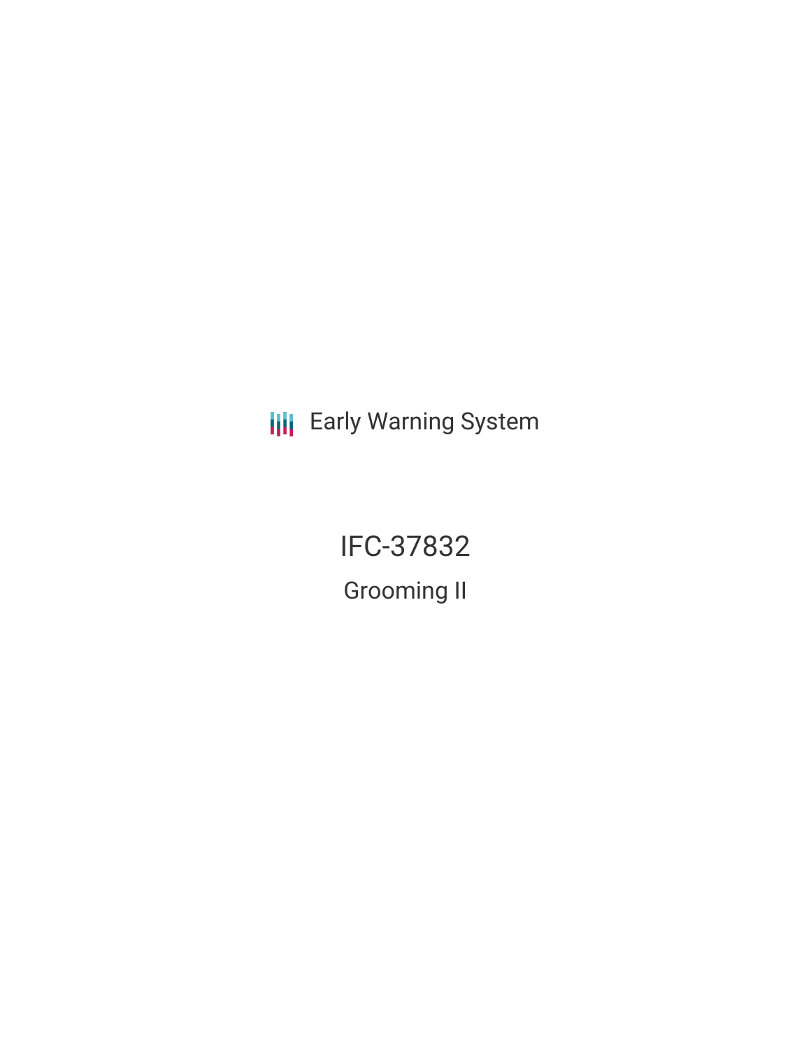Early Warning System

# IFC-37832

## Grooming II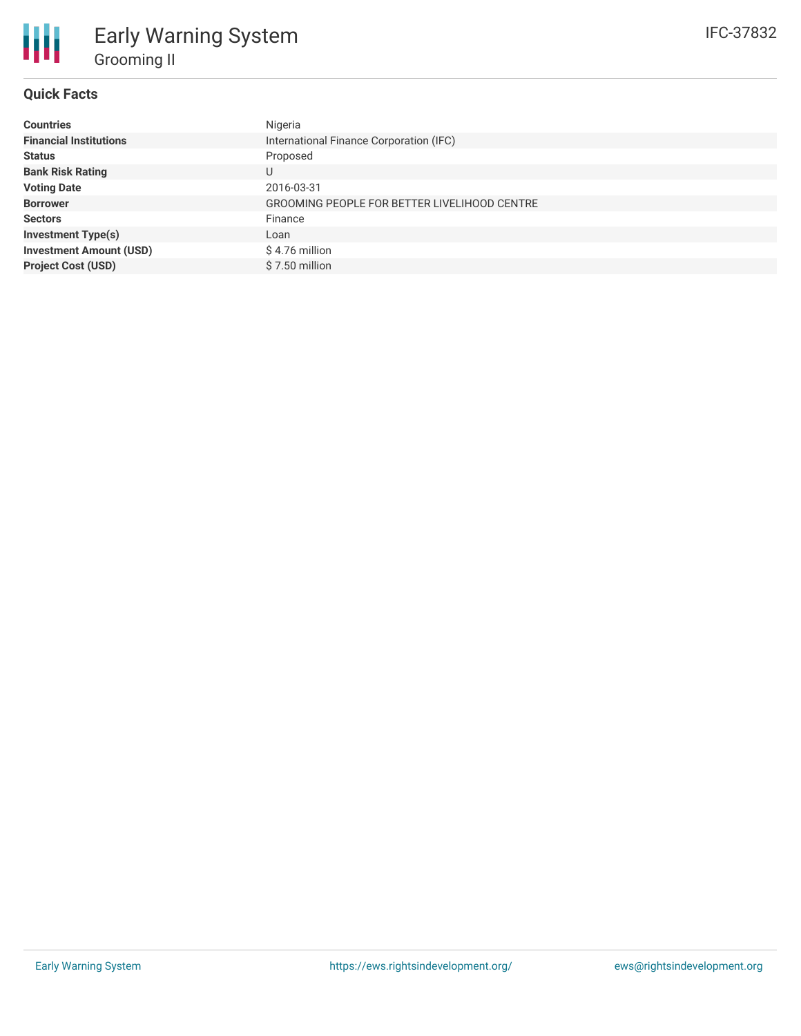# Early Warning System

## Grooming II

IFC-37832

### Quick Facts

| | |
|---|---|
| **Countries** | Nigeria |
| **Financial Institutions** | International Finance Corporation (IFC) |
| **Status** | Proposed |
| **Bank Risk Rating** | U |
| **Voting Date** | 2016-03-31 |
| **Borrower** | GROOMING PEOPLE FOR BETTER LIVELIHOOD CENTRE |
| **Sectors** | Finance |
| **Investment Type(s)** | Loan |
| **Investment Amount (USD)** | $ 4.76 million |
| **Project Cost (USD)** | $ 7.50 million |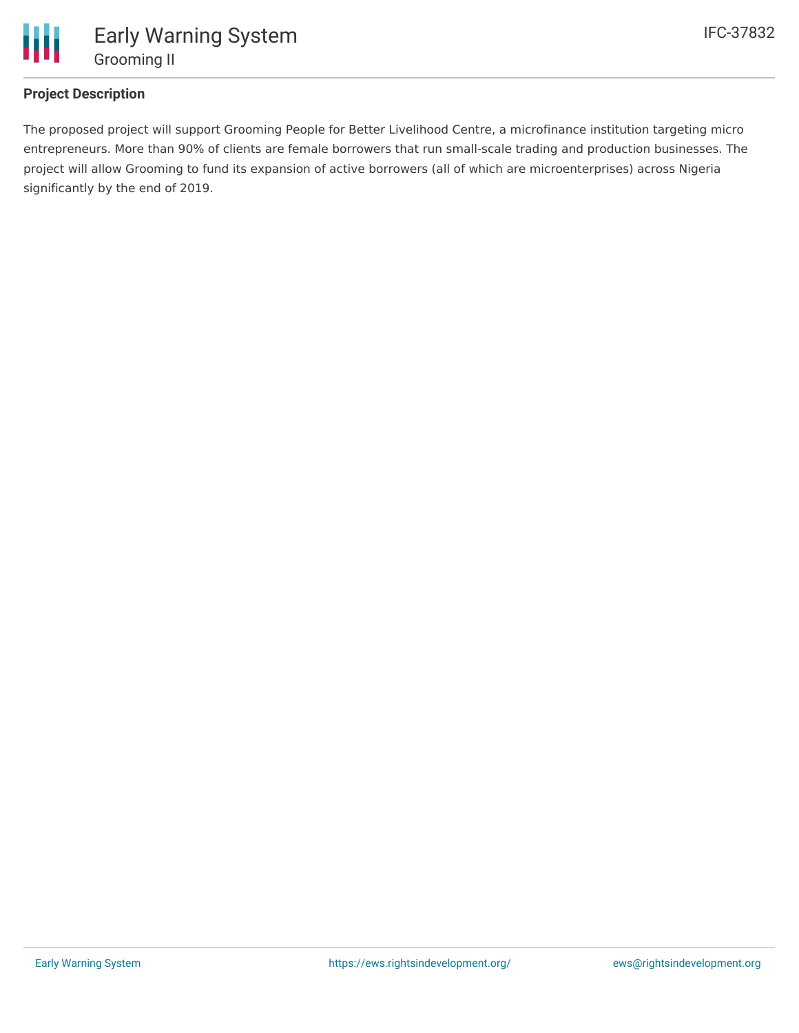## Project Description

The proposed project will support Grooming People for Better Livelihood Centre, a microfinance institution targeting micro entrepreneurs. More than 90% of clients are female borrowers that run small-scale trading and production businesses. The project will allow Grooming to fund its expansion of active borrowers (all of which are microenterprises) across Nigeria significantly by the end of 2019.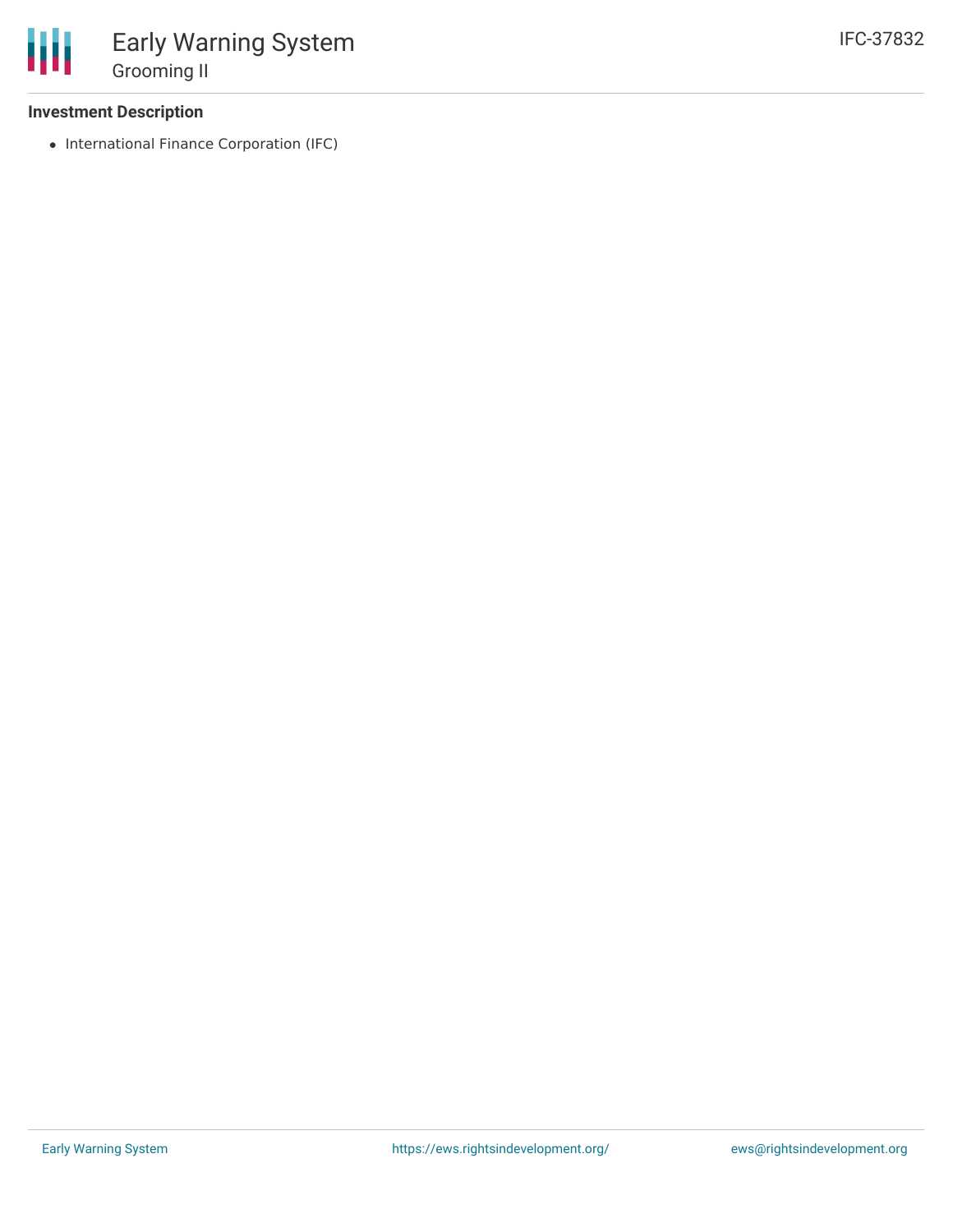### Investment Description

- International Finance Corporation (IFC)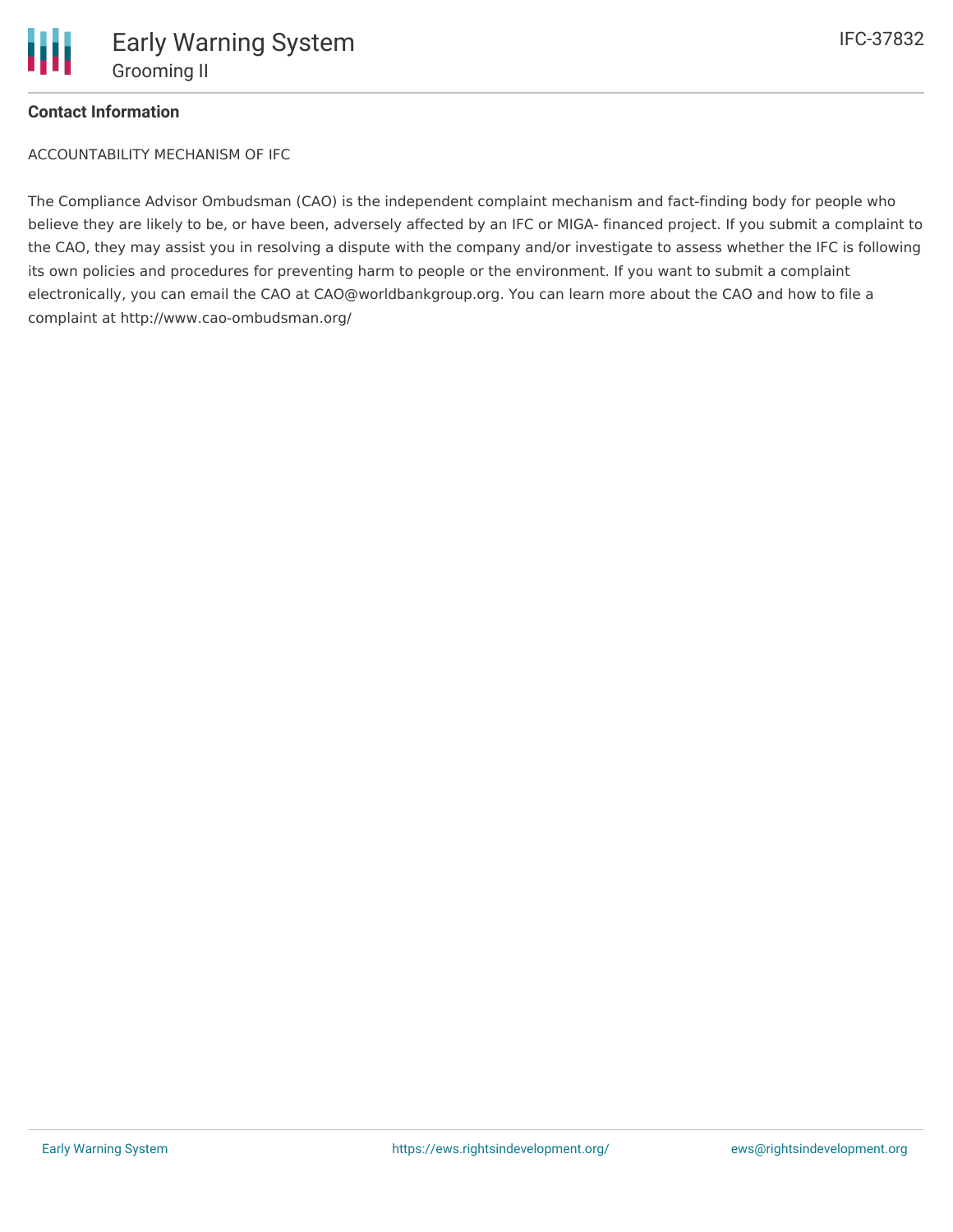**Contact Information**

ACCOUNTABILITY MECHANISM OF IFC

The Compliance Advisor Ombudsman (CAO) is the independent complaint mechanism and fact-finding body for people who believe they are likely to be, or have been, adversely affected by an IFC or MIGA- financed project. If you submit a complaint to the CAO, they may assist you in resolving a dispute with the company and/or investigate to assess whether the IFC is following its own policies and procedures for preventing harm to people or the environment. If you want to submit a complaint electronically, you can email the CAO at CAO@worldbankgroup.org. You can learn more about the CAO and how to file a complaint at http://www.cao-ombudsman.org/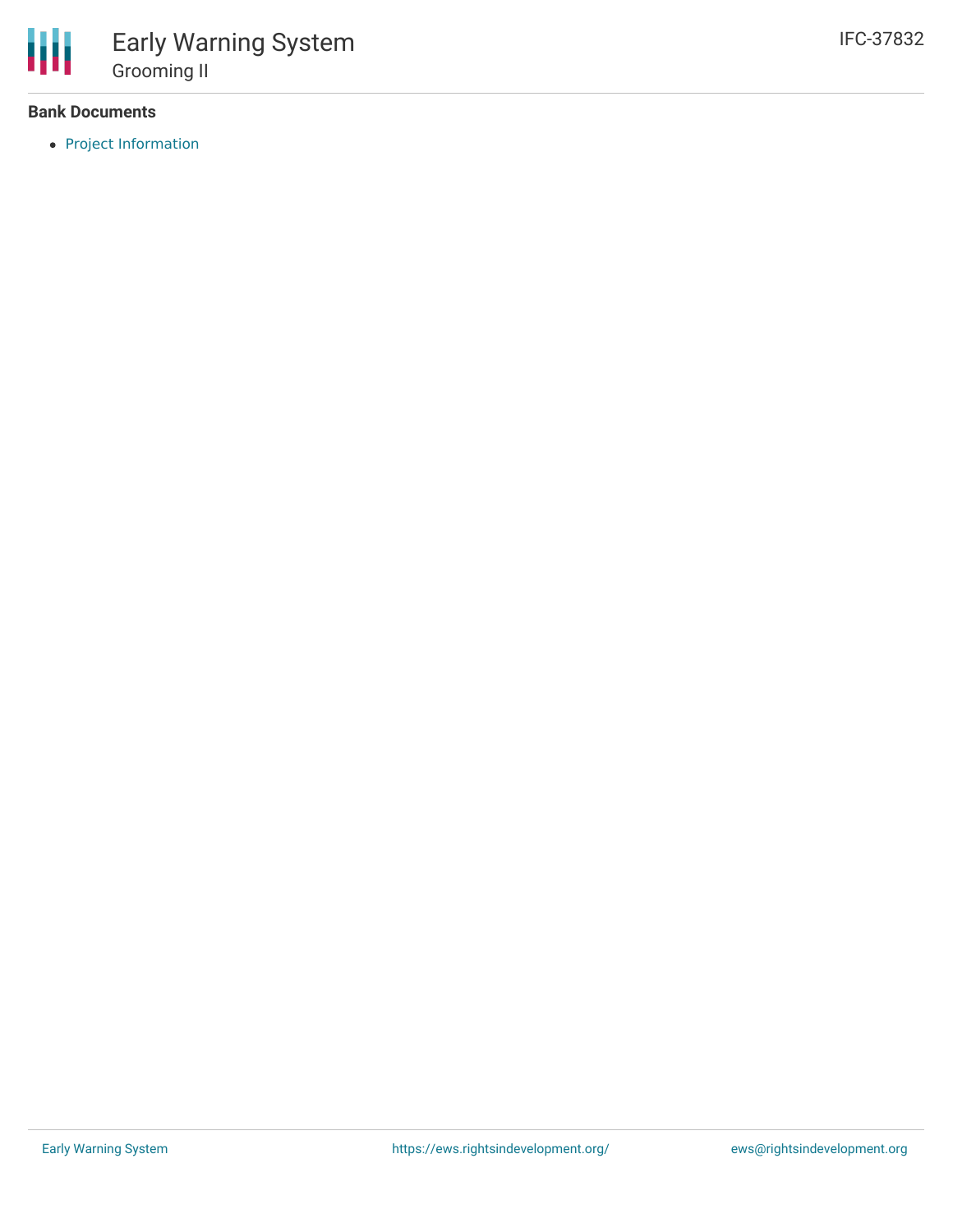**Bank Documents**

- Project Information